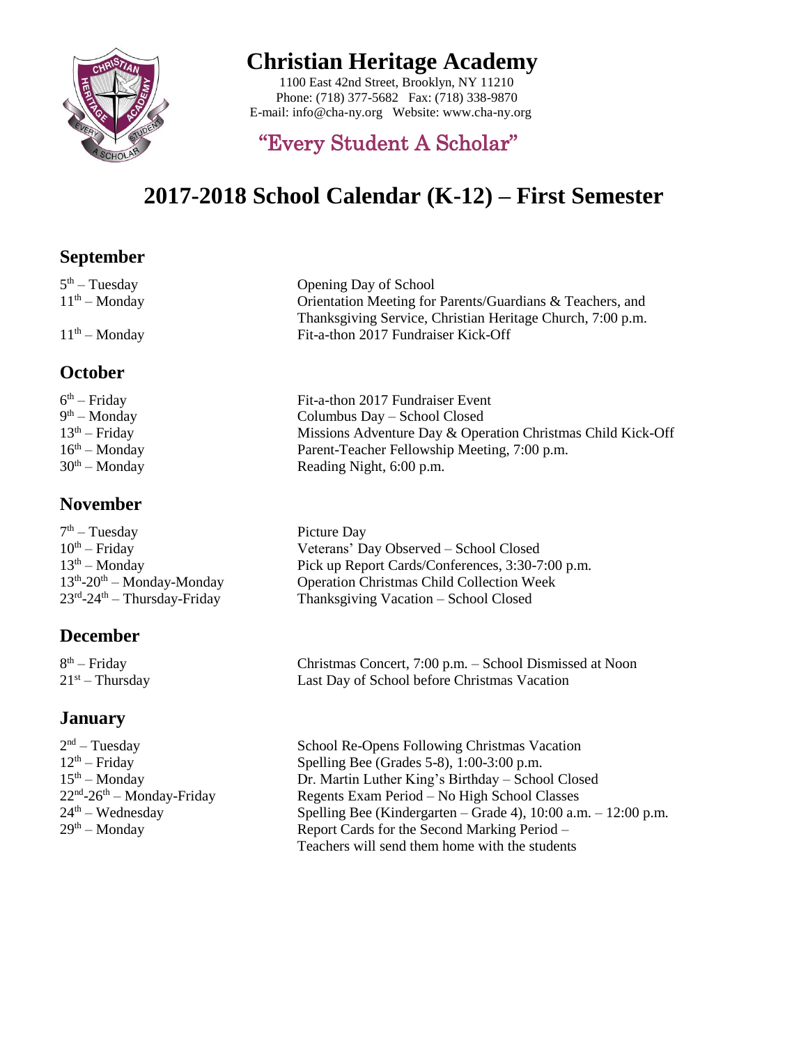# Christian Heritage Academy

1100 East 42nd Street, Brooklyn, NY 11210
Phone: (718) 377-5682 Fax: (718) 338-9870
E-mail: info@cha-ny.org Website: www.cha-ny.org

"Every Student A Scholar"

## 2017-2018 School Calendar (K-12) – First Semester

### September

| | |
|---|---|
| 5th – Tuesday | Opening Day of School |
| 11th – Monday | Orientation Meeting for Parents/Guardians & Teachers, and Thanksgiving Service, Christian Heritage Church, 7:00 p.m. |
| 11th – Monday | Fit-a-thon 2017 Fundraiser Kick-Off |

### October

| | |
|---|---|
| 6th – Friday | Fit-a-thon 2017 Fundraiser Event |
| 9th – Monday | Columbus Day – School Closed |
| 13th – Friday | Missions Adventure Day & Operation Christmas Child Kick-Off |
| 16th – Monday | Parent-Teacher Fellowship Meeting, 7:00 p.m. |
| 30th – Monday | Reading Night, 6:00 p.m. |

### November

| | |
|---|---|
| 7th – Tuesday | Picture Day |
| 10th – Friday | Veterans' Day Observed – School Closed |
| 13th – Monday | Pick up Report Cards/Conferences, 3:30-7:00 p.m. |
| 13th-20th – Monday-Monday | Operation Christmas Child Collection Week |
| 23rd-24th – Thursday-Friday | Thanksgiving Vacation – School Closed |

### December

| | |
|---|---|
| 8th – Friday | Christmas Concert, 7:00 p.m. – School Dismissed at Noon |
| 21st – Thursday | Last Day of School before Christmas Vacation |

### January

| | |
|---|---|
| 2nd – Tuesday | School Re-Opens Following Christmas Vacation |
| 12th – Friday | Spelling Bee (Grades 5-8), 1:00-3:00 p.m. |
| 15th – Monday | Dr. Martin Luther King's Birthday – School Closed |
| 22nd-26th – Monday-Friday | Regents Exam Period – No High School Classes |
| 24th – Wednesday | Spelling Bee (Kindergarten – Grade 4), 10:00 a.m. – 12:00 p.m. |
| 29th – Monday | Report Cards for the Second Marking Period – Teachers will send them home with the students |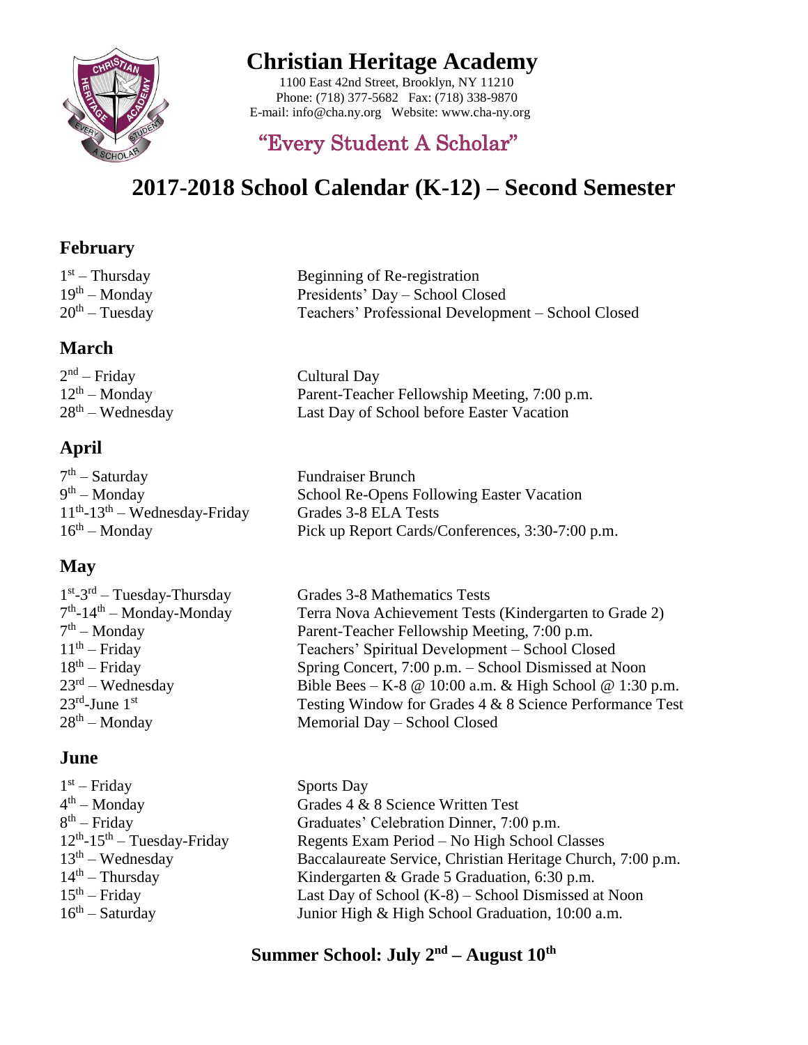# Christian Heritage Academy

1100 East 42nd Street, Brooklyn, NY 11210
Phone: (718) 377-5682 Fax: (718) 338-9870
E-mail: info@cha.ny.org Website: www.cha-ny.org

"Every Student A Scholar"

## 2017-2018 School Calendar (K-12) – Second Semester

### February

| | |
|---|---|
| 1st – Thursday | Beginning of Re-registration |
| 19th – Monday | Presidents' Day – School Closed |
| 20th – Tuesday | Teachers' Professional Development – School Closed |

### March

| | |
|---|---|
| 2nd – Friday | Cultural Day |
| 12th – Monday | Parent-Teacher Fellowship Meeting, 7:00 p.m. |
| 28th – Wednesday | Last Day of School before Easter Vacation |

### April

| | |
|---|---|
| 7th – Saturday | Fundraiser Brunch |
| 9th – Monday | School Re-Opens Following Easter Vacation |
| 11th-13th – Wednesday-Friday | Grades 3-8 ELA Tests |
| 16th – Monday | Pick up Report Cards/Conferences, 3:30-7:00 p.m. |

### May

| | |
|---|---|
| 1st-3rd – Tuesday-Thursday | Grades 3-8 Mathematics Tests |
| 7th-14th – Monday-Monday | Terra Nova Achievement Tests (Kindergarten to Grade 2) |
| 7th – Monday | Parent-Teacher Fellowship Meeting, 7:00 p.m. |
| 11th – Friday | Teachers' Spiritual Development – School Closed |
| 18th – Friday | Spring Concert, 7:00 p.m. – School Dismissed at Noon |
| 23rd – Wednesday | Bible Bees – K-8 @ 10:00 a.m. & High School @ 1:30 p.m. |
| 23rd-June 1st | Testing Window for Grades 4 & 8 Science Performance Test |
| 28th – Monday | Memorial Day – School Closed |

### June

| | |
|---|---|
| 1st – Friday | Sports Day |
| 4th – Monday | Grades 4 & 8 Science Written Test |
| 8th – Friday | Graduates' Celebration Dinner, 7:00 p.m. |
| 12th-15th – Tuesday-Friday | Regents Exam Period – No High School Classes |
| 13th – Wednesday | Baccalaureate Service, Christian Heritage Church, 7:00 p.m. |
| 14th – Thursday | Kindergarten & Grade 5 Graduation, 6:30 p.m. |
| 15th – Friday | Last Day of School (K-8) – School Dismissed at Noon |
| 16th – Saturday | Junior High & High School Graduation, 10:00 a.m. |

**Summer School: July 2nd – August 10th**